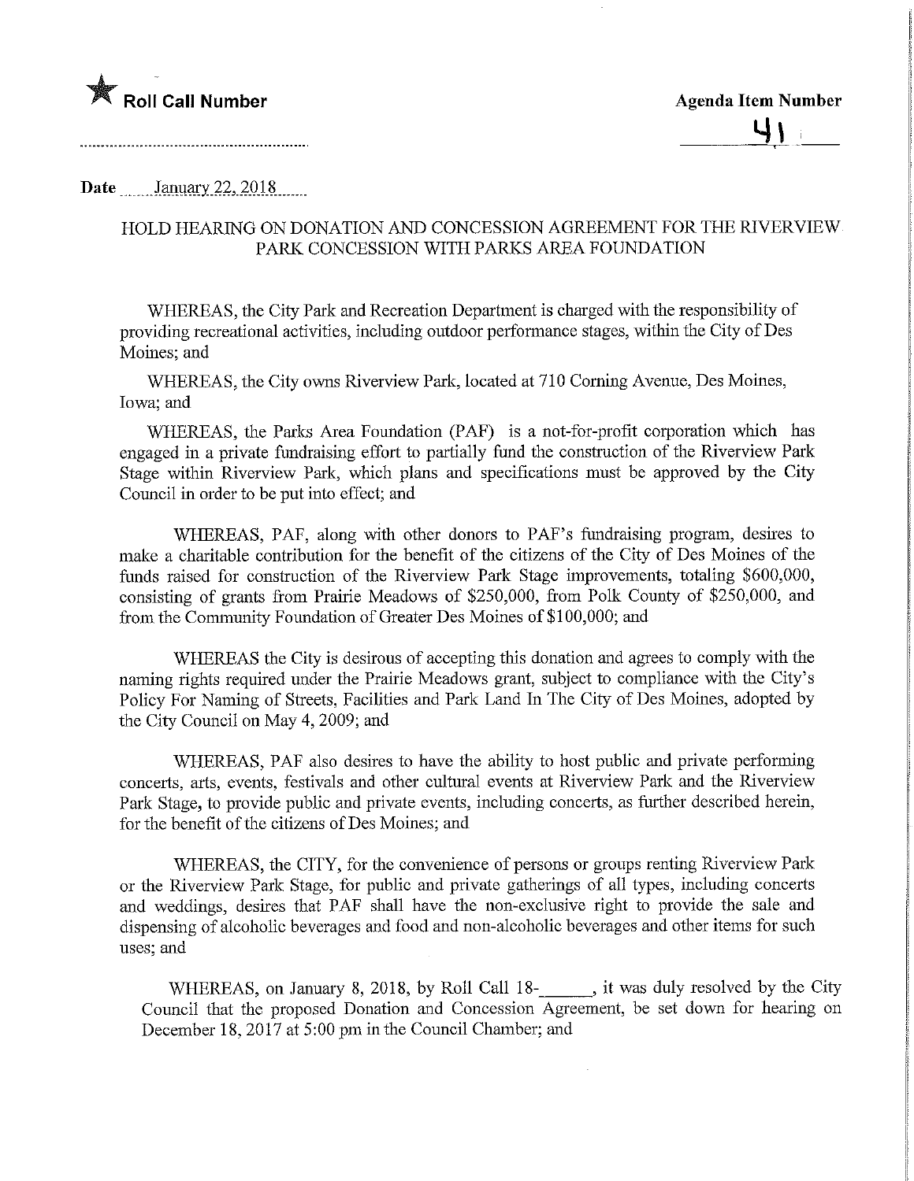★ **Roll Call Number**

**Agenda Item Number**

41

Date January 22, 2018

HOLD HEARING ON DONATION AND CONCESSION AGREEMENT FOR THE RIVERVIEW PARK CONCESSION WITH PARKS AREA FOUNDATION

WHEREAS, the City Park and Recreation Department is charged with the responsibility of providing recreational activities, including outdoor performance stages, within the City of Des Moines; and

WHEREAS, the City owns Riverview Park, located at 710 Corning Avenue, Des Moines, Iowa; and

WHEREAS, the Parks Area Foundation (PAF) is a not-for-profit corporation which has engaged in a private fundraising effort to partially fund the construction of the Riverview Park Stage within Riverview Park, which plans and specifications must be approved by the City Council in order to be put into effect; and

WHEREAS, PAF, along with other donors to PAF's fundraising program, desires to make a charitable contribution for the benefit of the citizens of the City of Des Moines of the funds raised for construction of the Riverview Park Stage improvements, totaling $600,000, consisting of grants from Prairie Meadows of $250,000, from Polk County of $250,000, and from the Community Foundation of Greater Des Moines of $100,000; and

WHEREAS the City is desirous of accepting this donation and agrees to comply with the naming rights required under the Prairie Meadows grant, subject to compliance with the City's Policy For Naming of Streets, Facilities and Park Land In The City of Des Moines, adopted by the City Council on May 4, 2009; and

WHEREAS, PAF also desires to have the ability to host public and private performing concerts, arts, events, festivals and other cultural events at Riverview Park and the Riverview Park Stage, to provide public and private events, including concerts, as further described herein, for the benefit of the citizens of Des Moines; and

WHEREAS, the CITY, for the convenience of persons or groups renting Riverview Park or the Riverview Park Stage, for public and private gatherings of all types, including concerts and weddings, desires that PAF shall have the non-exclusive right to provide the sale and dispensing of alcoholic beverages and food and non-alcoholic beverages and other items for such uses; and

WHEREAS, on January 8, 2018, by Roll Call 18-______, it was duly resolved by the City Council that the proposed Donation and Concession Agreement, be set down for hearing on December 18, 2017 at 5:00 pm in the Council Chamber; and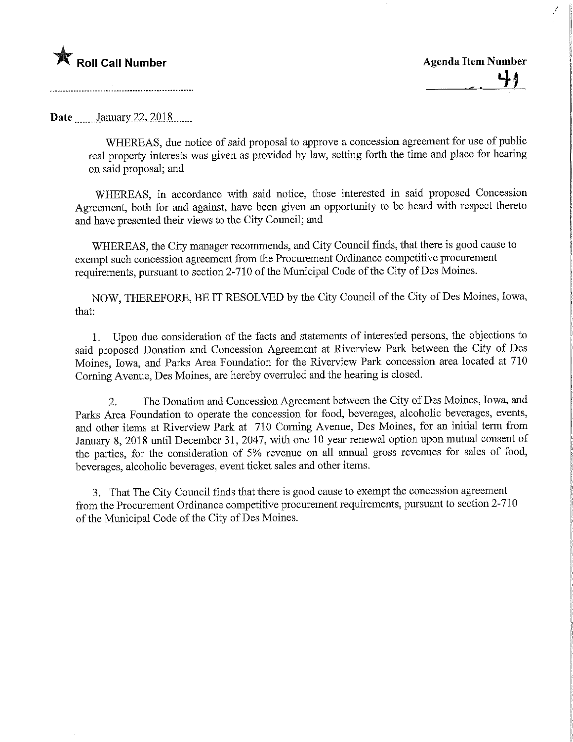★ **Roll Call Number**

**Agenda Item Number**
41

**Date** January 22, 2018

WHEREAS, due notice of said proposal to approve a concession agreement for use of public real property interests was given as provided by law, setting forth the time and place for hearing on said proposal; and

WHEREAS, in accordance with said notice, those interested in said proposed Concession Agreement, both for and against, have been given an opportunity to be heard with respect thereto and have presented their views to the City Council; and

WHEREAS, the City manager recommends, and City Council finds, that there is good cause to exempt such concession agreement from the Procurement Ordinance competitive procurement requirements, pursuant to section 2-710 of the Municipal Code of the City of Des Moines.

NOW, THEREFORE, BE IT RESOLVED by the City Council of the City of Des Moines, Iowa, that:

1. Upon due consideration of the facts and statements of interested persons, the objections to said proposed Donation and Concession Agreement at Riverview Park between the City of Des Moines, Iowa, and Parks Area Foundation for the Riverview Park concession area located at 710 Corning Avenue, Des Moines, are hereby overruled and the hearing is closed.

2. The Donation and Concession Agreement between the City of Des Moines, Iowa, and Parks Area Foundation to operate the concession for food, beverages, alcoholic beverages, events, and other items at Riverview Park at 710 Corning Avenue, Des Moines, for an initial term from January 8, 2018 until December 31, 2047, with one 10 year renewal option upon mutual consent of the parties, for the consideration of 5% revenue on all annual gross revenues for sales of food, beverages, alcoholic beverages, event ticket sales and other items.

3. That The City Council finds that there is good cause to exempt the concession agreement from the Procurement Ordinance competitive procurement requirements, pursuant to section 2-710 of the Municipal Code of the City of Des Moines.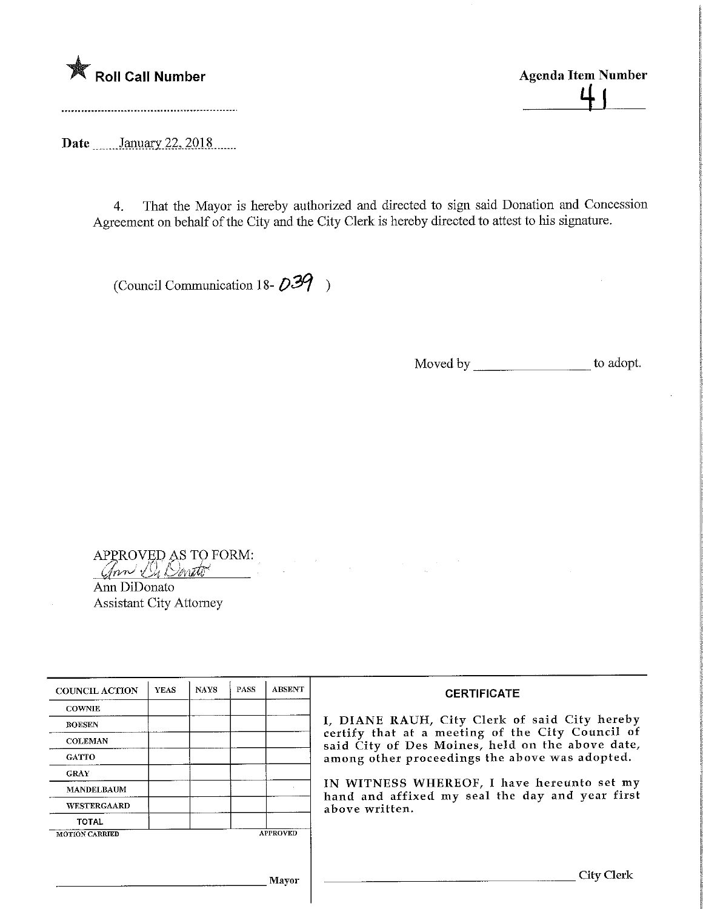★ **Roll Call Number**

..........................................................

**Agenda Item Number**

41

**Date** January 22, 2018

4. That the Mayor is hereby authorized and directed to sign said Donation and Concession Agreement on behalf of the City and the City Clerk is hereby directed to attest to his signature.

(Council Communication 18- 039 )

Moved by ________________ to adopt.

APPROVED AS TO FORM:

Ann DiDonato

Ann DiDonato
Assistant City Attorney

| COUNCIL ACTION | YEAS | NAYS | PASS | ABSENT |
|---|---|---|---|---|
| COWNIE | | | | |
| BOESEN | | | | |
| COLEMAN | | | | |
| GATTO | | | | |
| GRAY | | | | |
| MANDELBAUM | | | | |
| WESTERGAARD | | | | |
| TOTAL | | | | |

MOTION CARRIED APPROVED

________________________________ Mayor

**CERTIFICATE**

I, DIANE RAUH, City Clerk of said City hereby certify that at a meeting of the City Council of said City of Des Moines, held on the above date, among other proceedings the above was adopted.

IN WITNESS WHEREOF, I have hereunto set my hand and affixed my seal the day and year first above written.

________________________________ City Clerk